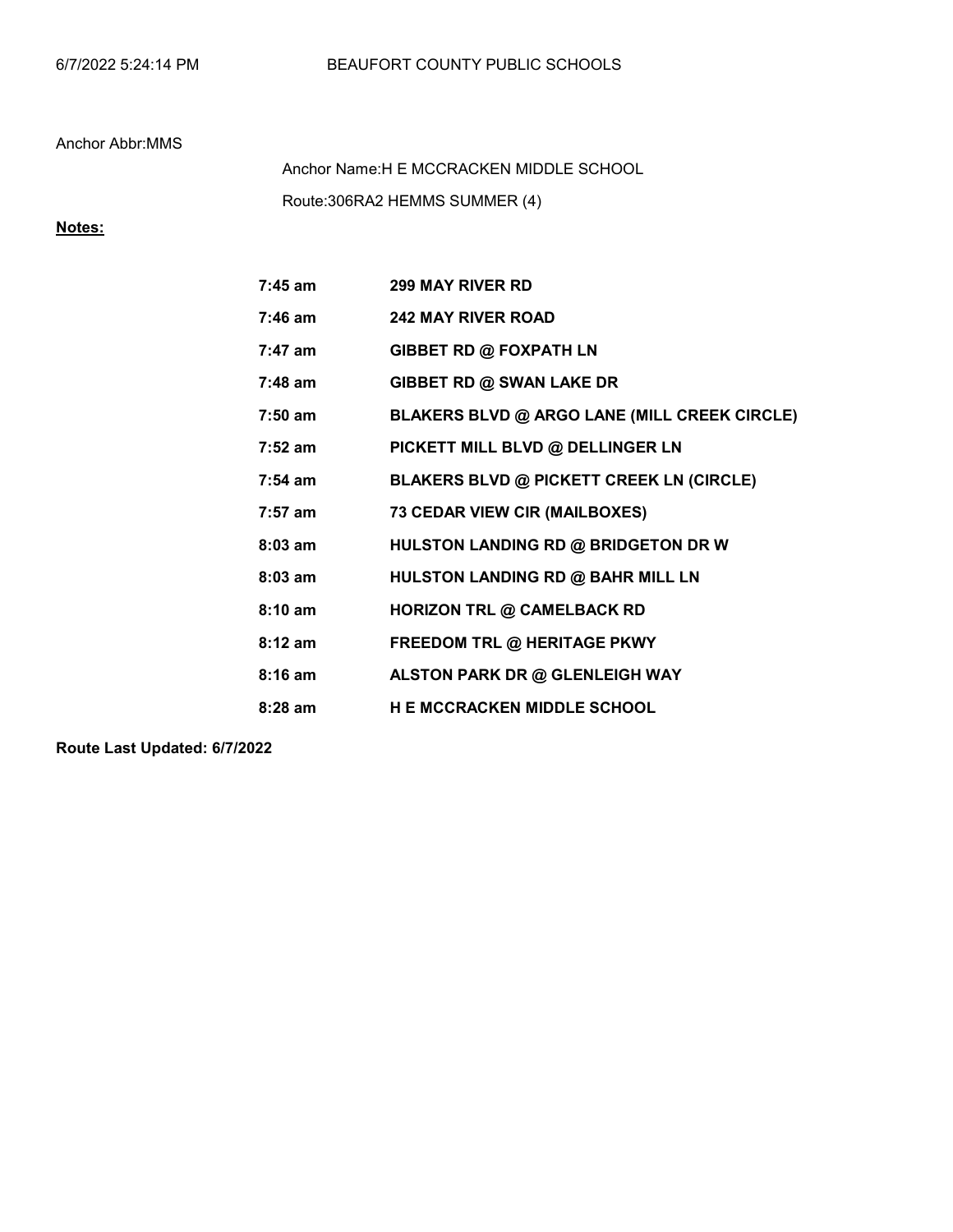BEAUFORT COUNTY PUBLIC SCHOOLS

Anchor Abbr:MMS

Anchor Name:H E MCCRACKEN MIDDLE SCHOOL

Route:306RA2 HEMMS SUMMER (4)

**Notes:**

| | |
|---|---|
| **7:45 am** | **299 MAY RIVER RD** |
| **7:46 am** | **242 MAY RIVER ROAD** |
| **7:47 am** | **GIBBET RD @ FOXPATH LN** |
| **7:48 am** | **GIBBET RD @ SWAN LAKE DR** |
| **7:50 am** | **BLAKERS BLVD @ ARGO LANE (MILL CREEK CIRCLE)** |
| **7:52 am** | **PICKETT MILL BLVD @ DELLINGER LN** |
| **7:54 am** | **BLAKERS BLVD @ PICKETT CREEK LN (CIRCLE)** |
| **7:57 am** | **73 CEDAR VIEW CIR (MAILBOXES)** |
| **8:03 am** | **HULSTON LANDING RD @ BRIDGETON DR W** |
| **8:03 am** | **HULSTON LANDING RD @ BAHR MILL LN** |
| **8:10 am** | **HORIZON TRL @ CAMELBACK RD** |
| **8:12 am** | **FREEDOM TRL @ HERITAGE PKWY** |
| **8:16 am** | **ALSTON PARK DR @ GLENLEIGH WAY** |
| **8:28 am** | **H E MCCRACKEN MIDDLE SCHOOL** |

**Route Last Updated: 6/7/2022**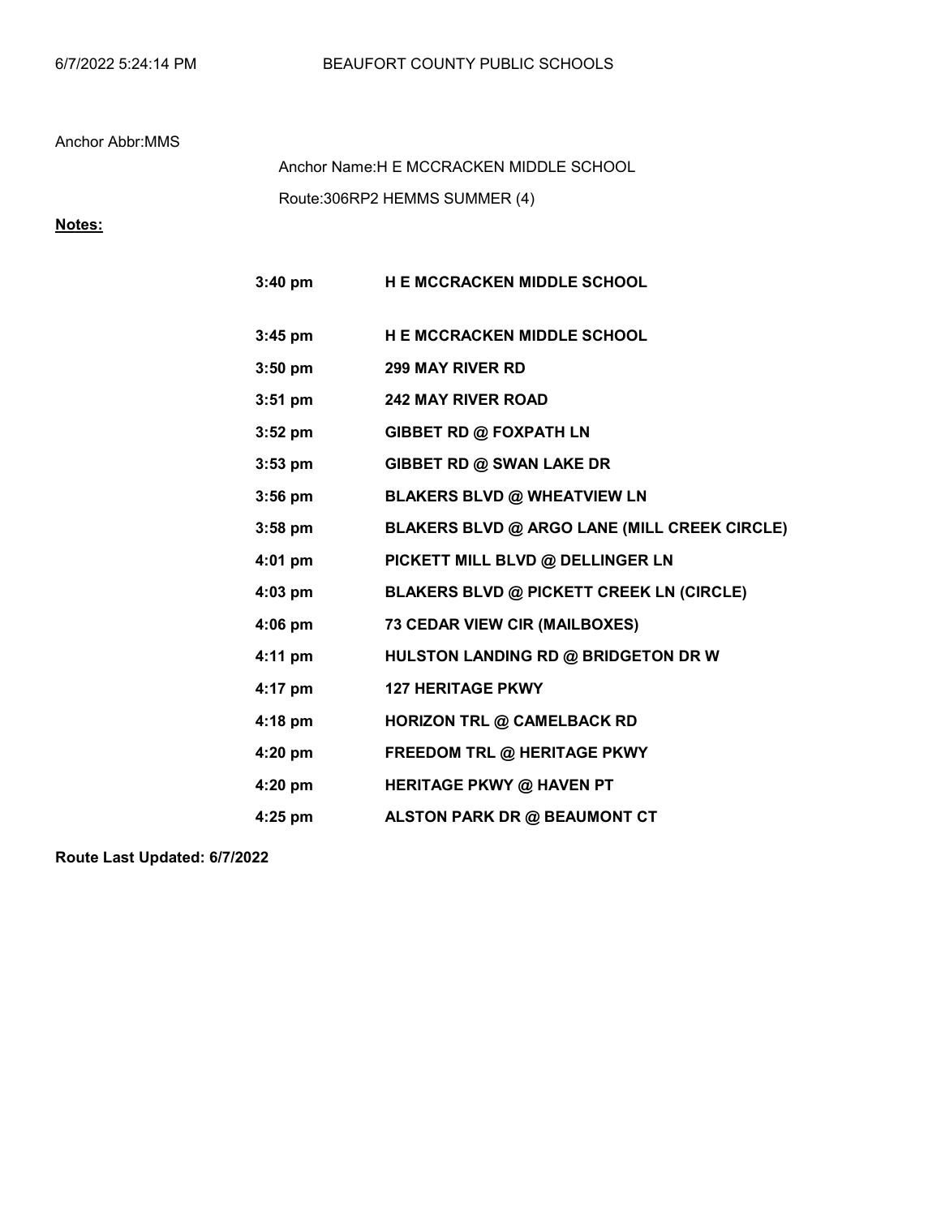Anchor Abbr:MMS

Anchor Name:H E MCCRACKEN MIDDLE SCHOOL

Route:306RP2 HEMMS SUMMER (4)

**Notes:**

| | |
|---|---|
| **3:40 pm** | **H E MCCRACKEN MIDDLE SCHOOL** |
| **3:45 pm** | **H E MCCRACKEN MIDDLE SCHOOL** |
| **3:50 pm** | **299 MAY RIVER RD** |
| **3:51 pm** | **242 MAY RIVER ROAD** |
| **3:52 pm** | **GIBBET RD @ FOXPATH LN** |
| **3:53 pm** | **GIBBET RD @ SWAN LAKE DR** |
| **3:56 pm** | **BLAKERS BLVD @ WHEATVIEW LN** |
| **3:58 pm** | **BLAKERS BLVD @ ARGO LANE (MILL CREEK CIRCLE)** |
| **4:01 pm** | **PICKETT MILL BLVD @ DELLINGER LN** |
| **4:03 pm** | **BLAKERS BLVD @ PICKETT CREEK LN (CIRCLE)** |
| **4:06 pm** | **73 CEDAR VIEW CIR (MAILBOXES)** |
| **4:11 pm** | **HULSTON LANDING RD @ BRIDGETON DR W** |
| **4:17 pm** | **127 HERITAGE PKWY** |
| **4:18 pm** | **HORIZON TRL @ CAMELBACK RD** |
| **4:20 pm** | **FREEDOM TRL @ HERITAGE PKWY** |
| **4:20 pm** | **HERITAGE PKWY @ HAVEN PT** |
| **4:25 pm** | **ALSTON PARK DR @ BEAUMONT CT** |

**Route Last Updated: 6/7/2022**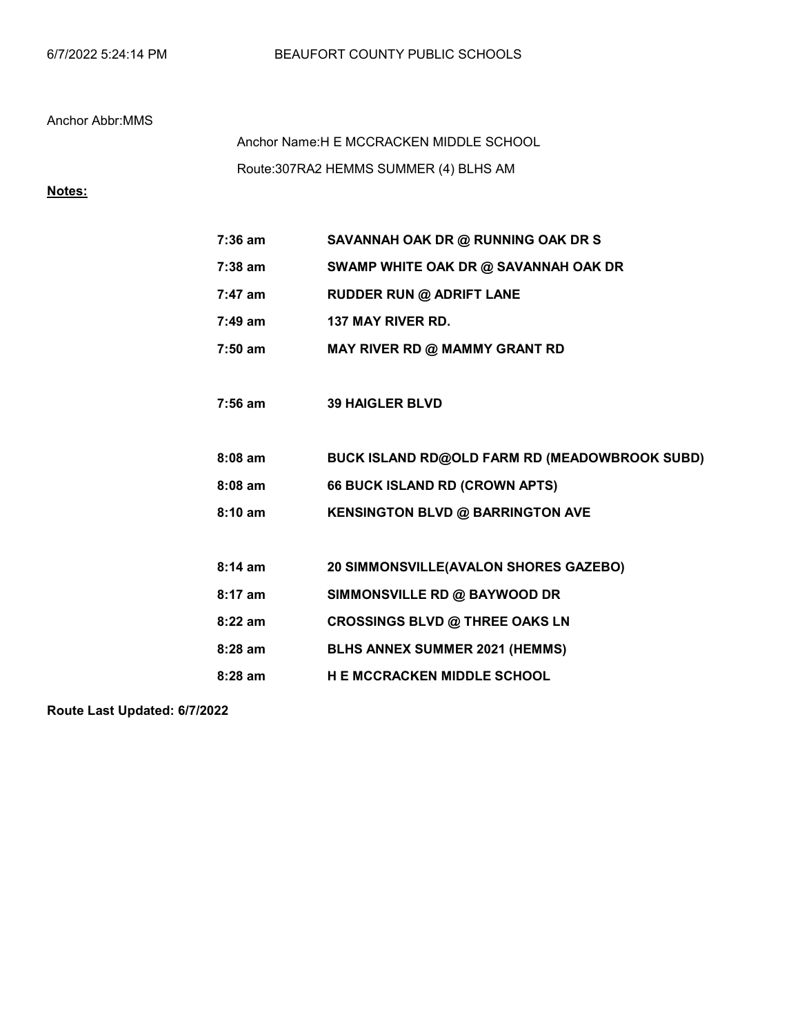6/7/2022 5:24:14 PM BEAUFORT COUNTY PUBLIC SCHOOLS

Anchor Abbr:MMS

Anchor Name:H E MCCRACKEN MIDDLE SCHOOL

Route:307RA2 HEMMS SUMMER (4) BLHS AM

**Notes:**

| | |
|---|---|
| **7:36 am** | **SAVANNAH OAK DR @ RUNNING OAK DR S** |
| **7:38 am** | **SWAMP WHITE OAK DR @ SAVANNAH OAK DR** |
| **7:47 am** | **RUDDER RUN @ ADRIFT LANE** |
| **7:49 am** | **137 MAY RIVER RD.** |
| **7:50 am** | **MAY RIVER RD @ MAMMY GRANT RD** |
| **7:56 am** | **39 HAIGLER BLVD** |
| **8:08 am** | **BUCK ISLAND RD@OLD FARM RD (MEADOWBROOK SUBD)** |
| **8:08 am** | **66 BUCK ISLAND RD (CROWN APTS)** |
| **8:10 am** | **KENSINGTON BLVD @ BARRINGTON AVE** |
| **8:14 am** | **20 SIMMONSVILLE(AVALON SHORES GAZEBO)** |
| **8:17 am** | **SIMMONSVILLE RD @ BAYWOOD DR** |
| **8:22 am** | **CROSSINGS BLVD @ THREE OAKS LN** |
| **8:28 am** | **BLHS ANNEX SUMMER 2021 (HEMMS)** |
| **8:28 am** | **H E MCCRACKEN MIDDLE SCHOOL** |

**Route Last Updated: 6/7/2022**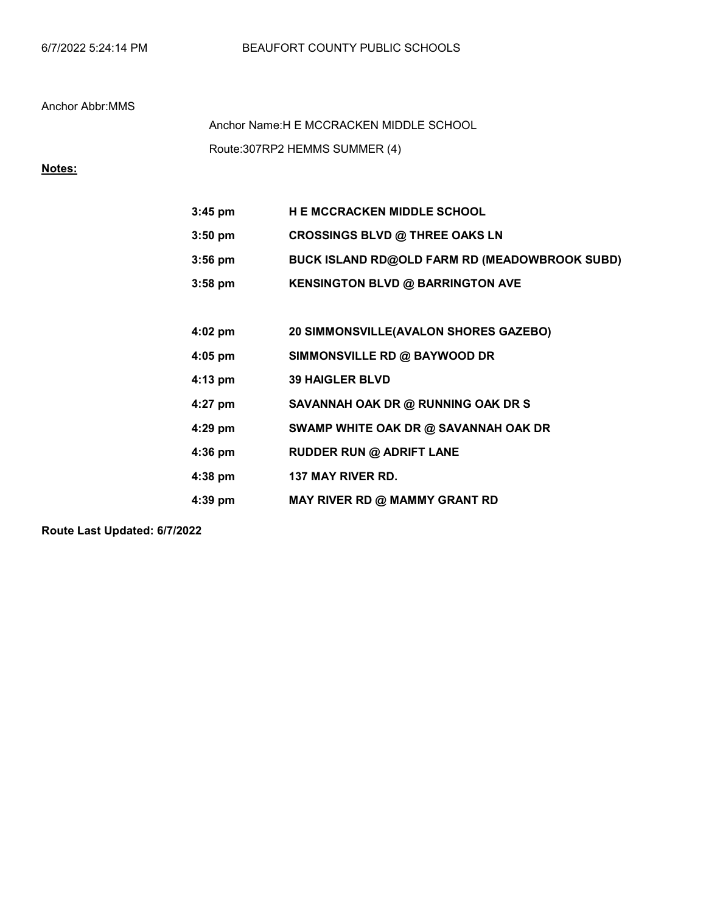6/7/2022 5:24:14 PM BEAUFORT COUNTY PUBLIC SCHOOLS

Anchor Abbr:MMS

Anchor Name:H E MCCRACKEN MIDDLE SCHOOL

Route:307RP2 HEMMS SUMMER (4)

**Notes:**

| | |
|---|---|
| **3:45 pm** | **H E MCCRACKEN MIDDLE SCHOOL** |
| **3:50 pm** | **CROSSINGS BLVD @ THREE OAKS LN** |
| **3:56 pm** | **BUCK ISLAND RD@OLD FARM RD (MEADOWBROOK SUBD)** |
| **3:58 pm** | **KENSINGTON BLVD @ BARRINGTON AVE** |
| **4:02 pm** | **20 SIMMONSVILLE(AVALON SHORES GAZEBO)** |
| **4:05 pm** | **SIMMONSVILLE RD @ BAYWOOD DR** |
| **4:13 pm** | **39 HAIGLER BLVD** |
| **4:27 pm** | **SAVANNAH OAK DR @ RUNNING OAK DR S** |
| **4:29 pm** | **SWAMP WHITE OAK DR @ SAVANNAH OAK DR** |
| **4:36 pm** | **RUDDER RUN @ ADRIFT LANE** |
| **4:38 pm** | **137 MAY RIVER RD.** |
| **4:39 pm** | **MAY RIVER RD @ MAMMY GRANT RD** |

**Route Last Updated: 6/7/2022**